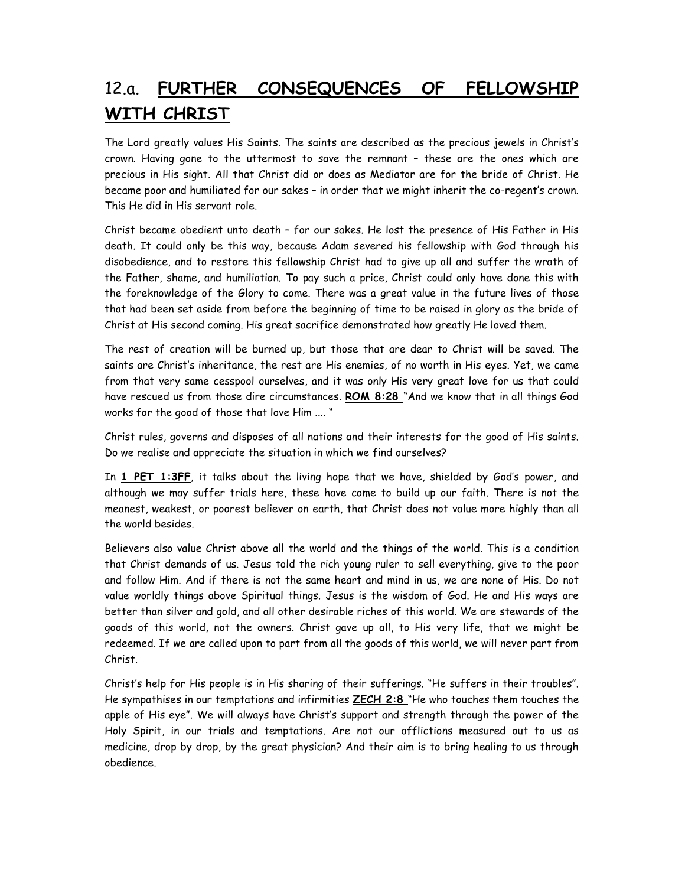# 12.a. <u>**FURTHER CONSEQUENCES OF FELLOWSHIP WITH CHRIST**</u>

The Lord greatly values His Saints. The saints are described as the precious jewels in Christ's crown. Having gone to the uttermost to save the remnant – these are the ones which are precious in His sight. All that Christ did or does as Mediator are for the bride of Christ. He became poor and humiliated for our sakes – in order that we might inherit the co-regent's crown. This He did in His servant role.

Christ became obedient unto death – for our sakes. He lost the presence of His Father in His death. It could only be this way, because Adam severed his fellowship with God through his disobedience, and to restore this fellowship Christ had to give up all and suffer the wrath of the Father, shame, and humiliation. To pay such a price, Christ could only have done this with the foreknowledge of the Glory to come. There was a great value in the future lives of those that had been set aside from before the beginning of time to be raised in glory as the bride of Christ at His second coming. His great sacrifice demonstrated how greatly He loved them.

The rest of creation will be burned up, but those that are dear to Christ will be saved. The saints are Christ's inheritance, the rest are His enemies, of no worth in His eyes. Yet, we came from that very same cesspool ourselves, and it was only His very great love for us that could have rescued us from those dire circumstances. <u>**ROM 8:28**</u> "And we know that in all things God works for the good of those that love Him .... "

Christ rules, governs and disposes of all nations and their interests for the good of His saints. Do we realise and appreciate the situation in which we find ourselves?

In <u>**1 PET 1:3FF**</u>, it talks about the living hope that we have, shielded by God's power, and although we may suffer trials here, these have come to build up our faith. There is not the meanest, weakest, or poorest believer on earth, that Christ does not value more highly than all the world besides.

Believers also value Christ above all the world and the things of the world. This is a condition that Christ demands of us. Jesus told the rich young ruler to sell everything, give to the poor and follow Him. And if there is not the same heart and mind in us, we are none of His. Do not value worldly things above Spiritual things. Jesus is the wisdom of God. He and His ways are better than silver and gold, and all other desirable riches of this world. We are stewards of the goods of this world, not the owners. Christ gave up all, to His very life, that we might be redeemed. If we are called upon to part from all the goods of this world, we will never part from Christ.

Christ's help for His people is in His sharing of their sufferings. "He suffers in their troubles". He sympathises in our temptations and infirmities <u>**ZECH 2:8**</u> "He who touches them touches the apple of His eye". We will always have Christ's support and strength through the power of the Holy Spirit, in our trials and temptations. Are not our afflictions measured out to us as medicine, drop by drop, by the great physician? And their aim is to bring healing to us through obedience.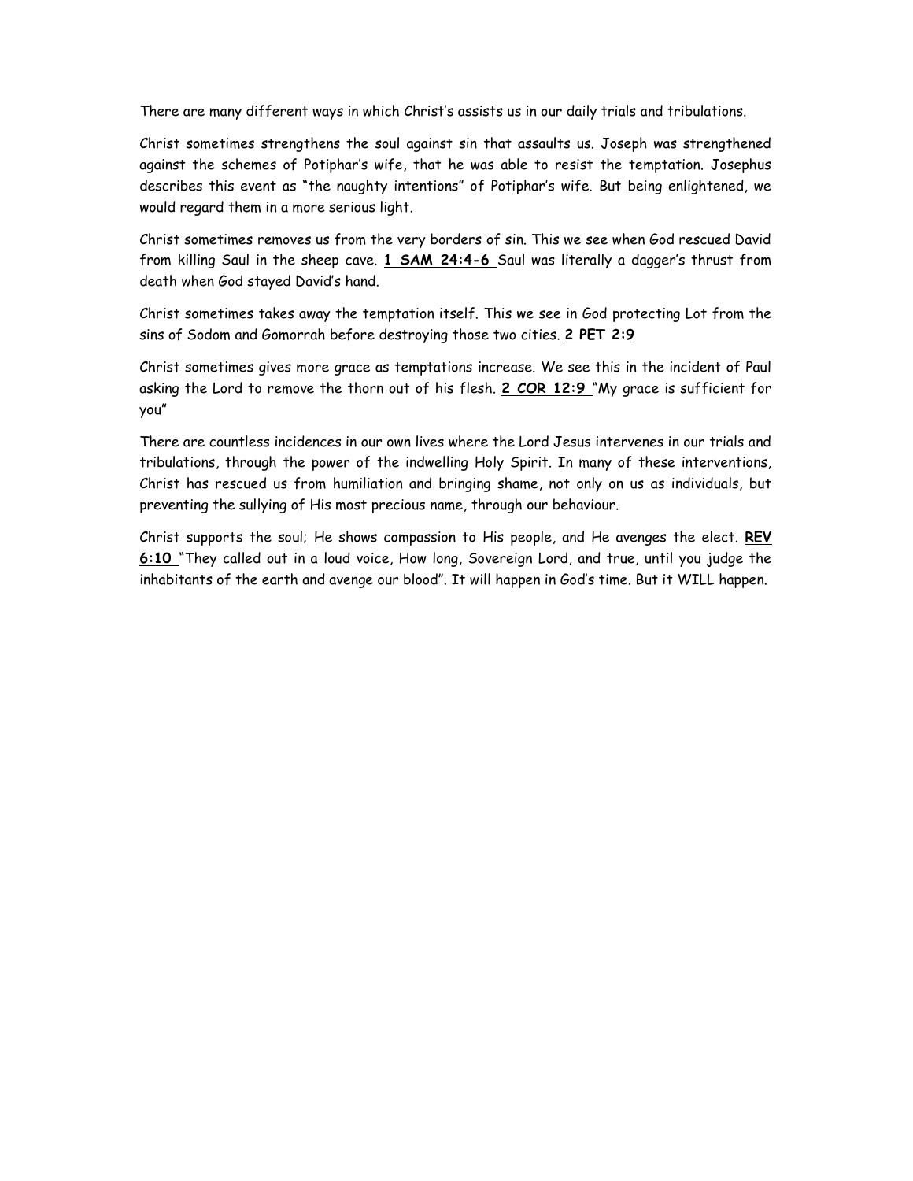There are many different ways in which Christ's assists us in our daily trials and tribulations.

Christ sometimes strengthens the soul against sin that assaults us. Joseph was strengthened against the schemes of Potiphar's wife, that he was able to resist the temptation. Josephus describes this event as "the naughty intentions" of Potiphar's wife. But being enlightened, we would regard them in a more serious light.

Christ sometimes removes us from the very borders of sin. This we see when God rescued David from killing Saul in the sheep cave. **1 SAM 24:4-6** Saul was literally a dagger's thrust from death when God stayed David's hand.

Christ sometimes takes away the temptation itself. This we see in God protecting Lot from the sins of Sodom and Gomorrah before destroying those two cities. **2 PET 2:9**

Christ sometimes gives more grace as temptations increase. We see this in the incident of Paul asking the Lord to remove the thorn out of his flesh. **2 COR 12:9** "My grace is sufficient for you"

There are countless incidences in our own lives where the Lord Jesus intervenes in our trials and tribulations, through the power of the indwelling Holy Spirit. In many of these interventions, Christ has rescued us from humiliation and bringing shame, not only on us as individuals, but preventing the sullying of His most precious name, through our behaviour.

Christ supports the soul; He shows compassion to His people, and He avenges the elect. **REV 6:10** "They called out in a loud voice, How long, Sovereign Lord, and true, until you judge the inhabitants of the earth and avenge our blood". It will happen in God's time. But it WILL happen.